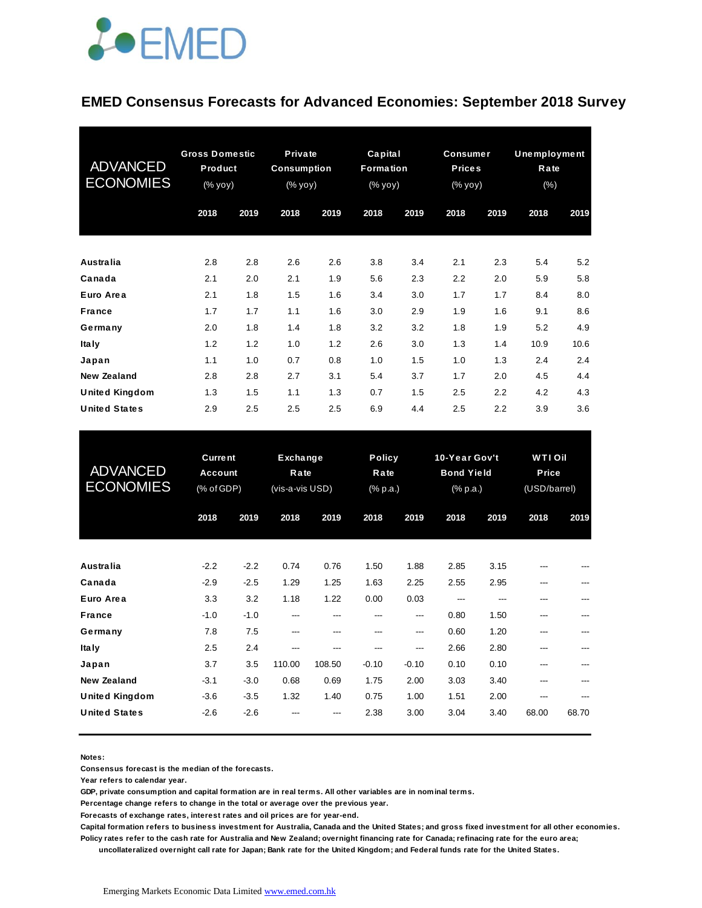EMED

# EMED Consensus Forecasts for Advanced Economies: September 2018 Survey

| ADVANCED ECONOMIES | Gross Domestic Product (% yoy) | | Private Consumption (% yoy) | | Capital Formation (% yoy) | | Consumer Prices (% yoy) | | Unemployment Rate (%) | |
|---|---|---|---|---|---|---|---|---|---|---|
| | 2018 | 2019 | 2018 | 2019 | 2018 | 2019 | 2018 | 2019 | 2018 | 2019 |
| Australia | 2.8 | 2.8 | 2.6 | 2.6 | 3.8 | 3.4 | 2.1 | 2.3 | 5.4 | 5.2 |
| Canada | 2.1 | 2.0 | 2.1 | 1.9 | 5.6 | 2.3 | 2.2 | 2.0 | 5.9 | 5.8 |
| Euro Area | 2.1 | 1.8 | 1.5 | 1.6 | 3.4 | 3.0 | 1.7 | 1.7 | 8.4 | 8.0 |
| France | 1.7 | 1.7 | 1.1 | 1.6 | 3.0 | 2.9 | 1.9 | 1.6 | 9.1 | 8.6 |
| Germany | 2.0 | 1.8 | 1.4 | 1.8 | 3.2 | 3.2 | 1.8 | 1.9 | 5.2 | 4.9 |
| Italy | 1.2 | 1.2 | 1.0 | 1.2 | 2.6 | 3.0 | 1.3 | 1.4 | 10.9 | 10.6 |
| Japan | 1.1 | 1.0 | 0.7 | 0.8 | 1.0 | 1.5 | 1.0 | 1.3 | 2.4 | 2.4 |
| New Zealand | 2.8 | 2.8 | 2.7 | 3.1 | 5.4 | 3.7 | 1.7 | 2.0 | 4.5 | 4.4 |
| United Kingdom | 1.3 | 1.5 | 1.1 | 1.3 | 0.7 | 1.5 | 2.5 | 2.2 | 4.2 | 4.3 |
| United States | 2.9 | 2.5 | 2.5 | 2.5 | 6.9 | 4.4 | 2.5 | 2.2 | 3.9 | 3.6 |

| ADVANCED ECONOMIES | Current Account (% of GDP) | | Exchange Rate (vis-a-vis USD) | | Policy Rate (% p.a.) | | 10-Year Gov't Bond Yield (% p.a.) | | WTI Oil Price (USD/barrel) | |
|---|---|---|---|---|---|---|---|---|---|---|
| | 2018 | 2019 | 2018 | 2019 | 2018 | 2019 | 2018 | 2019 | 2018 | 2019 |
| Australia | -2.2 | -2.2 | 0.74 | 0.76 | 1.50 | 1.88 | 2.85 | 3.15 | --- | --- |
| Canada | -2.9 | -2.5 | 1.29 | 1.25 | 1.63 | 2.25 | 2.55 | 2.95 | --- | --- |
| Euro Area | 3.3 | 3.2 | 1.18 | 1.22 | 0.00 | 0.03 | --- | --- | --- | --- |
| France | -1.0 | -1.0 | --- | --- | --- | --- | 0.80 | 1.50 | --- | --- |
| Germany | 7.8 | 7.5 | --- | --- | --- | --- | 0.60 | 1.20 | --- | --- |
| Italy | 2.5 | 2.4 | --- | --- | --- | --- | 2.66 | 2.80 | --- | --- |
| Japan | 3.7 | 3.5 | 110.00 | 108.50 | -0.10 | -0.10 | 0.10 | 0.10 | --- | --- |
| New Zealand | -3.1 | -3.0 | 0.68 | 0.69 | 1.75 | 2.00 | 3.03 | 3.40 | --- | --- |
| United Kingdom | -3.6 | -3.5 | 1.32 | 1.40 | 0.75 | 1.00 | 1.51 | 2.00 | --- | --- |
| United States | -2.6 | -2.6 | --- | --- | 2.38 | 3.00 | 3.04 | 3.40 | 68.00 | 68.70 |

**Notes:**

**Consensus forecast is the median of the forecasts.**

**Year refers to calendar year.**

**GDP, private consumption and capital formation are in real terms. All other variables are in nominal terms.**

**Percentage change refers to change in the total or average over the previous year.**

**Forecasts of exchange rates, interest rates and oil prices are for year-end.**

**Capital formation refers to business investment for Australia, Canada and the United States; and gross fixed investment for all other economies.**

**Policy rates refer to the cash rate for Australia and New Zealand; overnight financing rate for Canada; refinacing rate for the euro area; uncollateralized overnight call rate for Japan; Bank rate for the United Kingdom; and Federal funds rate for the United States.**

Emerging Markets Economic Data Limited www.emed.com.hk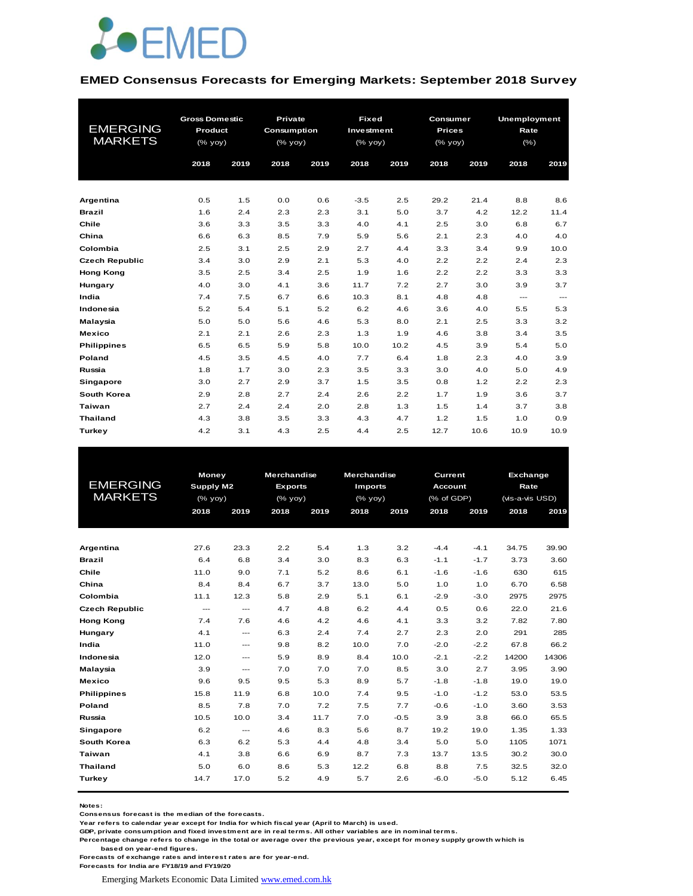# EMED Consensus Forecasts for Emerging Markets: September 2018 Survey

| EMERGING MARKETS | Gross Domestic Product (% yoy) | | Private Consumption (% yoy) | | Fixed Investment (% yoy) | | Consumer Prices (% yoy) | | Unemployment Rate (%) | |
|---|---|---|---|---|---|---|---|---|---|---|
| | 2018 | 2019 | 2018 | 2019 | 2018 | 2019 | 2018 | 2019 | 2018 | 2019 |
| **Argentina** | 0.5 | 1.5 | 0.0 | 0.6 | -3.5 | 2.5 | 29.2 | 21.4 | 8.8 | 8.6 |
| **Brazil** | 1.6 | 2.4 | 2.3 | 2.3 | 3.1 | 5.0 | 3.7 | 4.2 | 12.2 | 11.4 |
| **Chile** | 3.6 | 3.3 | 3.5 | 3.3 | 4.0 | 4.1 | 2.5 | 3.0 | 6.8 | 6.7 |
| **China** | 6.6 | 6.3 | 8.5 | 7.9 | 5.9 | 5.6 | 2.1 | 2.3 | 4.0 | 4.0 |
| **Colombia** | 2.5 | 3.1 | 2.5 | 2.9 | 2.7 | 4.4 | 3.3 | 3.4 | 9.9 | 10.0 |
| **Czech Republic** | 3.4 | 3.0 | 2.9 | 2.1 | 5.3 | 4.0 | 2.2 | 2.2 | 2.4 | 2.3 |
| **Hong Kong** | 3.5 | 2.5 | 3.4 | 2.5 | 1.9 | 1.6 | 2.2 | 2.2 | 3.3 | 3.3 |
| **Hungary** | 4.0 | 3.0 | 4.1 | 3.6 | 11.7 | 7.2 | 2.7 | 3.0 | 3.9 | 3.7 |
| **India** | 7.4 | 7.5 | 6.7 | 6.6 | 10.3 | 8.1 | 4.8 | 4.8 | --- | --- |
| **Indonesia** | 5.2 | 5.4 | 5.1 | 5.2 | 6.2 | 4.6 | 3.6 | 4.0 | 5.5 | 5.3 |
| **Malaysia** | 5.0 | 5.0 | 5.6 | 4.6 | 5.3 | 8.0 | 2.1 | 2.5 | 3.3 | 3.2 |
| **Mexico** | 2.1 | 2.1 | 2.6 | 2.3 | 1.3 | 1.9 | 4.6 | 3.8 | 3.4 | 3.5 |
| **Philippines** | 6.5 | 6.5 | 5.9 | 5.8 | 10.0 | 10.2 | 4.5 | 3.9 | 5.4 | 5.0 |
| **Poland** | 4.5 | 3.5 | 4.5 | 4.0 | 7.7 | 6.4 | 1.8 | 2.3 | 4.0 | 3.9 |
| **Russia** | 1.8 | 1.7 | 3.0 | 2.3 | 3.5 | 3.3 | 3.0 | 4.0 | 5.0 | 4.9 |
| **Singapore** | 3.0 | 2.7 | 2.9 | 3.7 | 1.5 | 3.5 | 0.8 | 1.2 | 2.2 | 2.3 |
| **South Korea** | 2.9 | 2.8 | 2.7 | 2.4 | 2.6 | 2.2 | 1.7 | 1.9 | 3.6 | 3.7 |
| **Taiwan** | 2.7 | 2.4 | 2.4 | 2.0 | 2.8 | 1.3 | 1.5 | 1.4 | 3.7 | 3.8 |
| **Thailand** | 4.3 | 3.8 | 3.5 | 3.3 | 4.3 | 4.7 | 1.2 | 1.5 | 1.0 | 0.9 |
| **Turkey** | 4.2 | 3.1 | 4.3 | 2.5 | 4.4 | 2.5 | 12.7 | 10.6 | 10.9 | 10.9 |

| EMERGING MARKETS | Money Supply M2 (% yoy) | | Merchandise Exports (% yoy) | | Merchandise Imports (% yoy) | | Current Account (% of GDP) | | Exchange Rate (vis-a-vis USD) | |
|---|---|---|---|---|---|---|---|---|---|---|
| | 2018 | 2019 | 2018 | 2019 | 2018 | 2019 | 2018 | 2019 | 2018 | 2019 |
| **Argentina** | 27.6 | 23.3 | 2.2 | 5.4 | 1.3 | 3.2 | -4.4 | -4.1 | 34.75 | 39.90 |
| **Brazil** | 6.4 | 6.8 | 3.4 | 3.0 | 8.3 | 6.3 | -1.1 | -1.7 | 3.73 | 3.60 |
| **Chile** | 11.0 | 9.0 | 7.1 | 5.2 | 8.6 | 6.1 | -1.6 | -1.6 | 630 | 615 |
| **China** | 8.4 | 8.4 | 6.7 | 3.7 | 13.0 | 5.0 | 1.0 | 1.0 | 6.70 | 6.58 |
| **Colombia** | 11.1 | 12.3 | 5.8 | 2.9 | 5.1 | 6.1 | -2.9 | -3.0 | 2975 | 2975 |
| **Czech Republic** | --- | --- | 4.7 | 4.8 | 6.2 | 4.4 | 0.5 | 0.6 | 22.0 | 21.6 |
| **Hong Kong** | 7.4 | 7.6 | 4.6 | 4.2 | 4.6 | 4.1 | 3.3 | 3.2 | 7.82 | 7.80 |
| **Hungary** | 4.1 | --- | 6.3 | 2.4 | 7.4 | 2.7 | 2.3 | 2.0 | 291 | 285 |
| **India** | 11.0 | --- | 9.8 | 8.2 | 10.0 | 7.0 | -2.0 | -2.2 | 67.8 | 66.2 |
| **Indonesia** | 12.0 | --- | 5.9 | 8.9 | 8.4 | 10.0 | -2.1 | -2.2 | 14200 | 14306 |
| **Malaysia** | 3.9 | --- | 7.0 | 7.0 | 7.0 | 8.5 | 3.0 | 2.7 | 3.95 | 3.90 |
| **Mexico** | 9.6 | 9.5 | 9.5 | 5.3 | 8.9 | 5.7 | -1.8 | -1.8 | 19.0 | 19.0 |
| **Philippines** | 15.8 | 11.9 | 6.8 | 10.0 | 7.4 | 9.5 | -1.0 | -1.2 | 53.0 | 53.5 |
| **Poland** | 8.5 | 7.8 | 7.0 | 7.2 | 7.5 | 7.7 | -0.6 | -1.0 | 3.60 | 3.53 |
| **Russia** | 10.5 | 10.0 | 3.4 | 11.7 | 7.0 | -0.5 | 3.9 | 3.8 | 66.0 | 65.5 |
| **Singapore** | 6.2 | --- | 4.6 | 8.3 | 5.6 | 8.7 | 19.2 | 19.0 | 1.35 | 1.33 |
| **South Korea** | 6.3 | 6.2 | 5.3 | 4.4 | 4.8 | 3.4 | 5.0 | 5.0 | 1105 | 1071 |
| **Taiwan** | 4.1 | 3.8 | 6.6 | 6.9 | 8.7 | 7.3 | 13.7 | 13.5 | 30.2 | 30.0 |
| **Thailand** | 5.0 | 6.0 | 8.6 | 5.3 | 12.2 | 6.8 | 8.8 | 7.5 | 32.5 | 32.0 |
| **Turkey** | 14.7 | 17.0 | 5.2 | 4.9 | 5.7 | 2.6 | -6.0 | -5.0 | 5.12 | 6.45 |

**Notes:**
**Consensus forecast is the median of the forecasts.**
**Year refers to calendar year except for India for which fiscal year (April to March) is used.**
**GDP, private consumption and fixed investment are in real terms. All other variables are in nominal terms.**
**Percentage change refers to change in the total or average over the previous year, except for money supply growth which is based on year-end figures.**
**Forecasts of exchange rates and interest rates are for year-end.**
**Forecasts for India are FY18/19 and FY19/20**

Emerging Markets Economic Data Limited www.emed.com.hk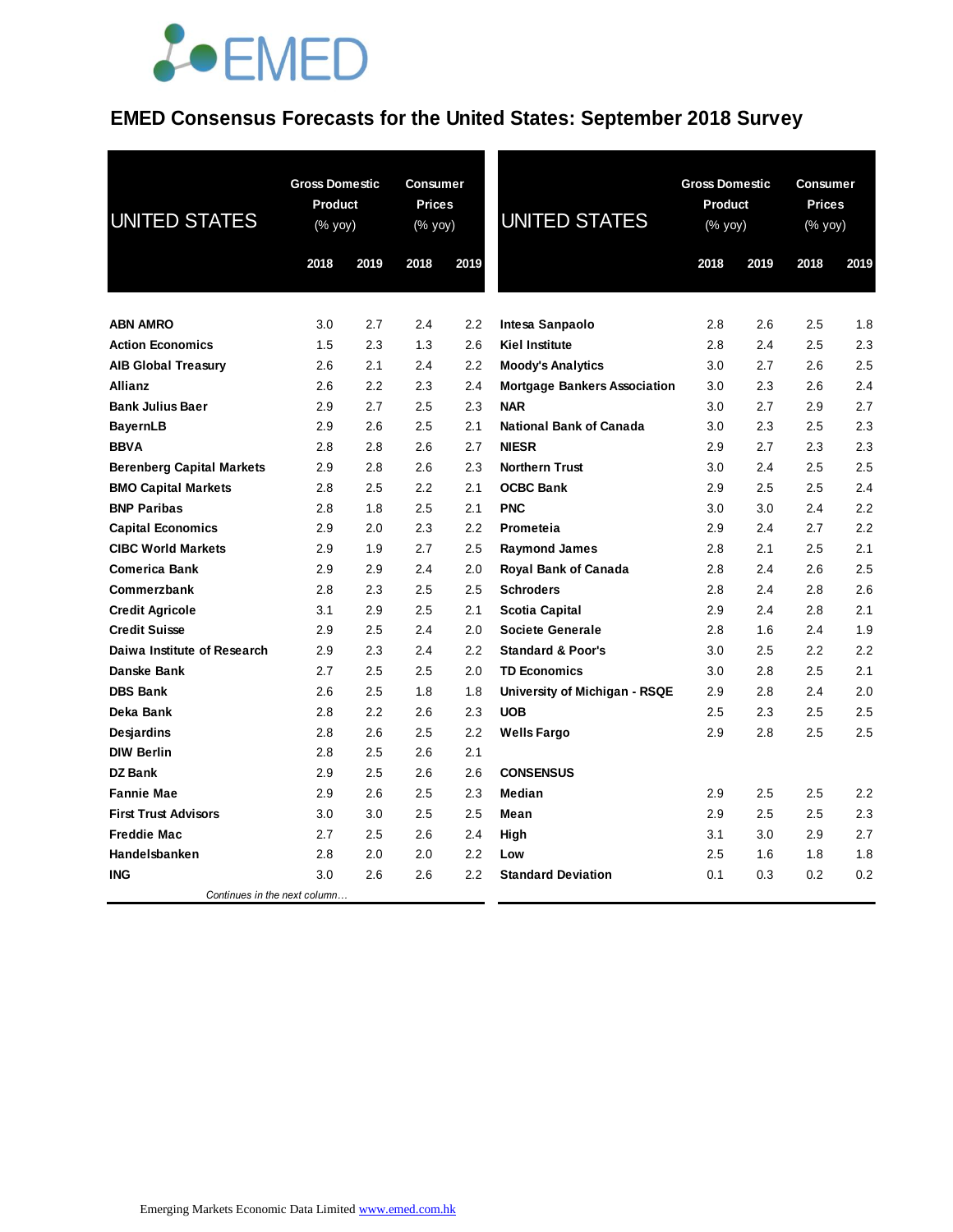# EMED Consensus Forecasts for the United States: September 2018 Survey

| UNITED STATES | Gross Domestic Product (% yoy) | | Consumer Prices (% yoy) | |
|---|---|---|---|---|
| | 2018 | 2019 | 2018 | 2019 |
| **ABN AMRO** | 3.0 | 2.7 | 2.4 | 2.2 |
| **Action Economics** | 1.5 | 2.3 | 1.3 | 2.6 |
| **AIB Global Treasury** | 2.6 | 2.1 | 2.4 | 2.2 |
| **Allianz** | 2.6 | 2.2 | 2.3 | 2.4 |
| **Bank Julius Baer** | 2.9 | 2.7 | 2.5 | 2.3 |
| **BayernLB** | 2.9 | 2.6 | 2.5 | 2.1 |
| **BBVA** | 2.8 | 2.8 | 2.6 | 2.7 |
| **Berenberg Capital Markets** | 2.9 | 2.8 | 2.6 | 2.3 |
| **BMO Capital Markets** | 2.8 | 2.5 | 2.2 | 2.1 |
| **BNP Paribas** | 2.8 | 1.8 | 2.5 | 2.1 |
| **Capital Economics** | 2.9 | 2.0 | 2.3 | 2.2 |
| **CIBC World Markets** | 2.9 | 1.9 | 2.7 | 2.5 |
| **Comerica Bank** | 2.9 | 2.9 | 2.4 | 2.0 |
| **Commerzbank** | 2.8 | 2.3 | 2.5 | 2.5 |
| **Credit Agricole** | 3.1 | 2.9 | 2.5 | 2.1 |
| **Credit Suisse** | 2.9 | 2.5 | 2.4 | 2.0 |
| **Daiwa Institute of Research** | 2.9 | 2.3 | 2.4 | 2.2 |
| **Danske Bank** | 2.7 | 2.5 | 2.5 | 2.0 |
| **DBS Bank** | 2.6 | 2.5 | 1.8 | 1.8 |
| **Deka Bank** | 2.8 | 2.2 | 2.6 | 2.3 |
| **Desjardins** | 2.8 | 2.6 | 2.5 | 2.2 |
| **DIW Berlin** | 2.8 | 2.5 | 2.6 | 2.1 |
| **DZ Bank** | 2.9 | 2.5 | 2.6 | 2.6 |
| **Fannie Mae** | 2.9 | 2.6 | 2.5 | 2.3 |
| **First Trust Advisors** | 3.0 | 3.0 | 2.5 | 2.5 |
| **Freddie Mac** | 2.7 | 2.5 | 2.6 | 2.4 |
| **Handelsbanken** | 2.8 | 2.0 | 2.0 | 2.2 |
| **ING** | 3.0 | 2.6 | 2.6 | 2.2 |
| **Intesa Sanpaolo** | 2.8 | 2.6 | 2.5 | 1.8 |
| **Kiel Institute** | 2.8 | 2.4 | 2.5 | 2.3 |
| **Moody's Analytics** | 3.0 | 2.7 | 2.6 | 2.5 |
| **Mortgage Bankers Association** | 3.0 | 2.3 | 2.6 | 2.4 |
| **NAR** | 3.0 | 2.7 | 2.9 | 2.7 |
| **National Bank of Canada** | 3.0 | 2.3 | 2.5 | 2.3 |
| **NIESR** | 2.9 | 2.7 | 2.3 | 2.3 |
| **Northern Trust** | 3.0 | 2.4 | 2.5 | 2.5 |
| **OCBC Bank** | 2.9 | 2.5 | 2.5 | 2.4 |
| **PNC** | 3.0 | 3.0 | 2.4 | 2.2 |
| **Prometeia** | 2.9 | 2.4 | 2.7 | 2.2 |
| **Raymond James** | 2.8 | 2.1 | 2.5 | 2.1 |
| **Royal Bank of Canada** | 2.8 | 2.4 | 2.6 | 2.5 |
| **Schroders** | 2.8 | 2.4 | 2.8 | 2.6 |
| **Scotia Capital** | 2.9 | 2.4 | 2.8 | 2.1 |
| **Societe Generale** | 2.8 | 1.6 | 2.4 | 1.9 |
| **Standard & Poor's** | 3.0 | 2.5 | 2.2 | 2.2 |
| **TD Economics** | 3.0 | 2.8 | 2.5 | 2.1 |
| **University of Michigan - RSQE** | 2.9 | 2.8 | 2.4 | 2.0 |
| **UOB** | 2.5 | 2.3 | 2.5 | 2.5 |
| **Wells Fargo** | 2.9 | 2.8 | 2.5 | 2.5 |
| **CONSENSUS** | | | | |
| **Median** | 2.9 | 2.5 | 2.5 | 2.2 |
| **Mean** | 2.9 | 2.5 | 2.5 | 2.3 |
| **High** | 3.1 | 3.0 | 2.9 | 2.7 |
| **Low** | 2.5 | 1.6 | 1.8 | 1.8 |
| **Standard Deviation** | 0.1 | 0.3 | 0.2 | 0.2 |

Emerging Markets Economic Data Limited www.emed.com.hk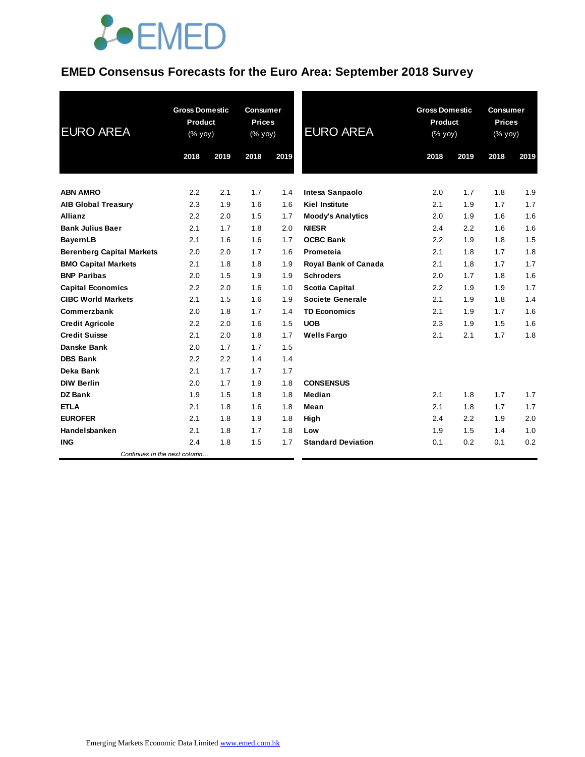# EMED Consensus Forecasts for the Euro Area: September 2018 Survey

| EURO AREA | Gross Domestic Product (% yoy) | | Consumer Prices (% yoy) | |
|---|---|---|---|---|
| | 2018 | 2019 | 2018 | 2019 |
| **ABN AMRO** | 2.2 | 2.1 | 1.7 | 1.4 |
| **AIB Global Treasury** | 2.3 | 1.9 | 1.6 | 1.6 |
| **Allianz** | 2.2 | 2.0 | 1.5 | 1.7 |
| **Bank Julius Baer** | 2.1 | 1.7 | 1.8 | 2.0 |
| **BayernLB** | 2.1 | 1.6 | 1.6 | 1.7 |
| **Berenberg Capital Markets** | 2.0 | 2.0 | 1.7 | 1.6 |
| **BMO Capital Markets** | 2.1 | 1.8 | 1.8 | 1.9 |
| **BNP Paribas** | 2.0 | 1.5 | 1.9 | 1.9 |
| **Capital Economics** | 2.2 | 2.0 | 1.6 | 1.0 |
| **CIBC World Markets** | 2.1 | 1.5 | 1.6 | 1.9 |
| **Commerzbank** | 2.0 | 1.8 | 1.7 | 1.4 |
| **Credit Agricole** | 2.2 | 2.0 | 1.6 | 1.5 |
| **Credit Suisse** | 2.1 | 2.0 | 1.8 | 1.7 |
| **Danske Bank** | 2.0 | 1.7 | 1.7 | 1.5 |
| **DBS Bank** | 2.2 | 2.2 | 1.4 | 1.4 |
| **Deka Bank** | 2.1 | 1.7 | 1.7 | 1.7 |
| **DIW Berlin** | 2.0 | 1.7 | 1.9 | 1.8 |
| **DZ Bank** | 1.9 | 1.5 | 1.8 | 1.8 |
| **ETLA** | 2.1 | 1.8 | 1.6 | 1.8 |
| **EUROFER** | 2.1 | 1.8 | 1.9 | 1.8 |
| **Handelsbanken** | 2.1 | 1.8 | 1.7 | 1.8 |
| **ING** | 2.4 | 1.8 | 1.5 | 1.7 |
| **Intesa Sanpaolo** | 2.0 | 1.7 | 1.8 | 1.9 |
| **Kiel Institute** | 2.1 | 1.9 | 1.7 | 1.7 |
| **Moody's Analytics** | 2.0 | 1.9 | 1.6 | 1.6 |
| **NIESR** | 2.4 | 2.2 | 1.6 | 1.6 |
| **OCBC Bank** | 2.2 | 1.9 | 1.8 | 1.5 |
| **Prometeia** | 2.1 | 1.8 | 1.7 | 1.8 |
| **Royal Bank of Canada** | 2.1 | 1.8 | 1.7 | 1.7 |
| **Schroders** | 2.0 | 1.7 | 1.8 | 1.6 |
| **Scotia Capital** | 2.2 | 1.9 | 1.9 | 1.7 |
| **Societe Generale** | 2.1 | 1.9 | 1.8 | 1.4 |
| **TD Economics** | 2.1 | 1.9 | 1.7 | 1.6 |
| **UOB** | 2.3 | 1.9 | 1.5 | 1.6 |
| **Wells Fargo** | 2.1 | 2.1 | 1.7 | 1.8 |
| **CONSENSUS** | | | | |
| **Median** | 2.1 | 1.8 | 1.7 | 1.7 |
| **Mean** | 2.1 | 1.8 | 1.7 | 1.7 |
| **High** | 2.4 | 2.2 | 1.9 | 2.0 |
| **Low** | 1.9 | 1.5 | 1.4 | 1.0 |
| **Standard Deviation** | 0.1 | 0.2 | 0.1 | 0.2 |

Emerging Markets Economic Data Limited [www.emed.com.hk](http://www.emed.com.hk)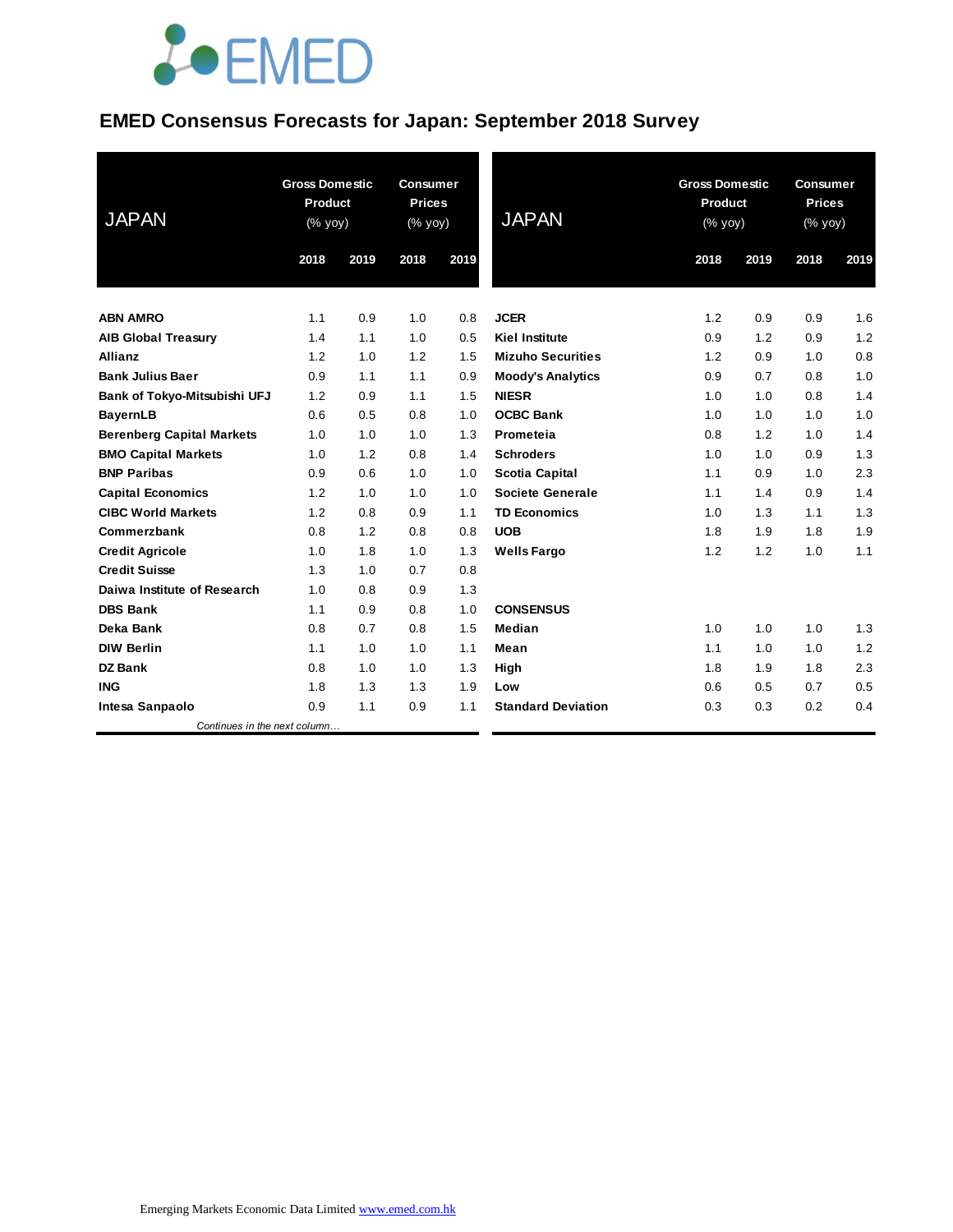# EMED Consensus Forecasts for Japan: September 2018 Survey

| JAPAN | Gross Domestic Product (% yoy) | | Consumer Prices (% yoy) | |
|---|---|---|---|---|
| | 2018 | 2019 | 2018 | 2019 |
| **ABN AMRO** | 1.1 | 0.9 | 1.0 | 0.8 |
| **AIB Global Treasury** | 1.4 | 1.1 | 1.0 | 0.5 |
| **Allianz** | 1.2 | 1.0 | 1.2 | 1.5 |
| **Bank Julius Baer** | 0.9 | 1.1 | 1.1 | 0.9 |
| **Bank of Tokyo-Mitsubishi UFJ** | 1.2 | 0.9 | 1.1 | 1.5 |
| **BayernLB** | 0.6 | 0.5 | 0.8 | 1.0 |
| **Berenberg Capital Markets** | 1.0 | 1.0 | 1.0 | 1.3 |
| **BMO Capital Markets** | 1.0 | 1.2 | 0.8 | 1.4 |
| **BNP Paribas** | 0.9 | 0.6 | 1.0 | 1.0 |
| **Capital Economics** | 1.2 | 1.0 | 1.0 | 1.0 |
| **CIBC World Markets** | 1.2 | 0.8 | 0.9 | 1.1 |
| **Commerzbank** | 0.8 | 1.2 | 0.8 | 0.8 |
| **Credit Agricole** | 1.0 | 1.8 | 1.0 | 1.3 |
| **Credit Suisse** | 1.3 | 1.0 | 0.7 | 0.8 |
| **Daiwa Institute of Research** | 1.0 | 0.8 | 0.9 | 1.3 |
| **DBS Bank** | 1.1 | 0.9 | 0.8 | 1.0 |
| **Deka Bank** | 0.8 | 0.7 | 0.8 | 1.5 |
| **DIW Berlin** | 1.1 | 1.0 | 1.0 | 1.1 |
| **DZ Bank** | 0.8 | 1.0 | 1.0 | 1.3 |
| **ING** | 1.8 | 1.3 | 1.3 | 1.9 |
| **Intesa Sanpaolo** | 0.9 | 1.1 | 0.9 | 1.1 |
| **JCER** | 1.2 | 0.9 | 0.9 | 1.6 |
| **Kiel Institute** | 0.9 | 1.2 | 0.9 | 1.2 |
| **Mizuho Securities** | 1.2 | 0.9 | 1.0 | 0.8 |
| **Moody's Analytics** | 0.9 | 0.7 | 0.8 | 1.0 |
| **NIESR** | 1.0 | 1.0 | 0.8 | 1.4 |
| **OCBC Bank** | 1.0 | 1.0 | 1.0 | 1.0 |
| **Prometeia** | 0.8 | 1.2 | 1.0 | 1.4 |
| **Schroders** | 1.0 | 1.0 | 0.9 | 1.3 |
| **Scotia Capital** | 1.1 | 0.9 | 1.0 | 2.3 |
| **Societe Generale** | 1.1 | 1.4 | 0.9 | 1.4 |
| **TD Economics** | 1.0 | 1.3 | 1.1 | 1.3 |
| **UOB** | 1.8 | 1.9 | 1.8 | 1.9 |
| **Wells Fargo** | 1.2 | 1.2 | 1.0 | 1.1 |
| | | | | |
| **CONSENSUS** | | | | |
| **Median** | 1.0 | 1.0 | 1.0 | 1.3 |
| **Mean** | 1.1 | 1.0 | 1.0 | 1.2 |
| **High** | 1.8 | 1.9 | 1.8 | 2.3 |
| **Low** | 0.6 | 0.5 | 0.7 | 0.5 |
| **Standard Deviation** | 0.3 | 0.3 | 0.2 | 0.4 |

*Continues in the next column…*

Emerging Markets Economic Data Limited www.emed.com.hk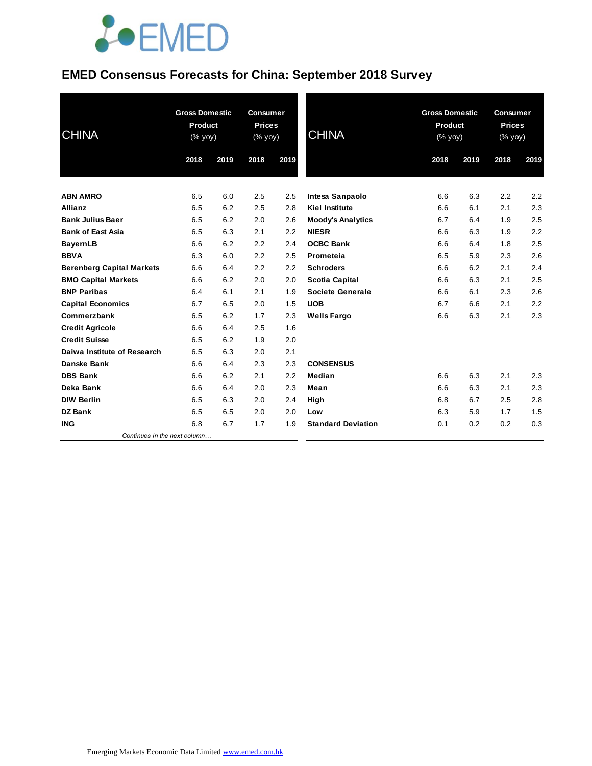# EMED Consensus Forecasts for China: September 2018 Survey

| CHINA | Gross Domestic Product (% yoy) | | Consumer Prices (% yoy) | |
|---|---|---|---|---|
| | 2018 | 2019 | 2018 | 2019 |
| **ABN AMRO** | 6.5 | 6.0 | 2.5 | 2.5 |
| **Allianz** | 6.5 | 6.2 | 2.5 | 2.8 |
| **Bank Julius Baer** | 6.5 | 6.2 | 2.0 | 2.6 |
| **Bank of East Asia** | 6.5 | 6.3 | 2.1 | 2.2 |
| **BayernLB** | 6.6 | 6.2 | 2.2 | 2.4 |
| **BBVA** | 6.3 | 6.0 | 2.2 | 2.5 |
| **Berenberg Capital Markets** | 6.6 | 6.4 | 2.2 | 2.2 |
| **BMO Capital Markets** | 6.6 | 6.2 | 2.0 | 2.0 |
| **BNP Paribas** | 6.4 | 6.1 | 2.1 | 1.9 |
| **Capital Economics** | 6.7 | 6.5 | 2.0 | 1.5 |
| **Commerzbank** | 6.5 | 6.2 | 1.7 | 2.3 |
| **Credit Agricole** | 6.6 | 6.4 | 2.5 | 1.6 |
| **Credit Suisse** | 6.5 | 6.2 | 1.9 | 2.0 |
| **Daiwa Institute of Research** | 6.5 | 6.3 | 2.0 | 2.1 |
| **Danske Bank** | 6.6 | 6.4 | 2.3 | 2.3 |
| **DBS Bank** | 6.6 | 6.2 | 2.1 | 2.2 |
| **Deka Bank** | 6.6 | 6.4 | 2.0 | 2.3 |
| **DIW Berlin** | 6.5 | 6.3 | 2.0 | 2.4 |
| **DZ Bank** | 6.5 | 6.5 | 2.0 | 2.0 |
| **ING** | 6.8 | 6.7 | 1.7 | 1.9 |
| **Intesa Sanpaolo** | 6.6 | 6.3 | 2.2 | 2.2 |
| **Kiel Institute** | 6.6 | 6.1 | 2.1 | 2.3 |
| **Moody's Analytics** | 6.7 | 6.4 | 1.9 | 2.5 |
| **NIESR** | 6.6 | 6.3 | 1.9 | 2.2 |
| **OCBC Bank** | 6.6 | 6.4 | 1.8 | 2.5 |
| **Prometeia** | 6.5 | 5.9 | 2.3 | 2.6 |
| **Schroders** | 6.6 | 6.2 | 2.1 | 2.4 |
| **Scotia Capital** | 6.6 | 6.3 | 2.1 | 2.5 |
| **Societe Generale** | 6.6 | 6.1 | 2.3 | 2.6 |
| **UOB** | 6.7 | 6.6 | 2.1 | 2.2 |
| **Wells Fargo** | 6.6 | 6.3 | 2.1 | 2.3 |
| **CONSENSUS** | | | | |
| **Median** | 6.6 | 6.3 | 2.1 | 2.3 |
| **Mean** | 6.6 | 6.3 | 2.1 | 2.3 |
| **High** | 6.8 | 6.7 | 2.5 | 2.8 |
| **Low** | 6.3 | 5.9 | 1.7 | 1.5 |
| **Standard Deviation** | 0.1 | 0.2 | 0.2 | 0.3 |

Emerging Markets Economic Data Limited www.emed.com.hk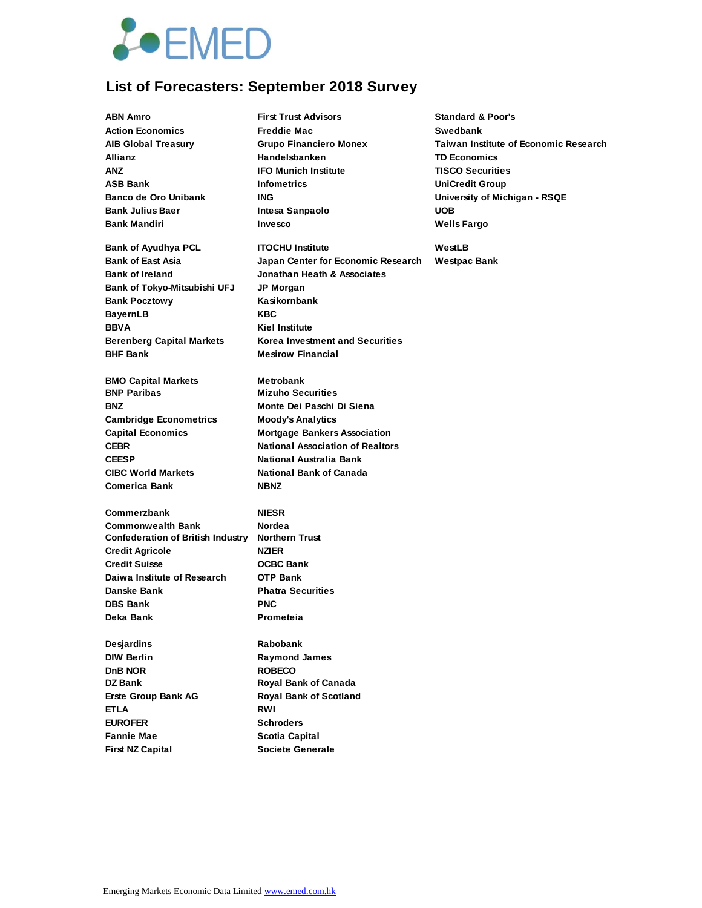EMED

## List of Forecasters: September 2018 Survey

ABN Amro
Action Economics
AIB Global Treasury
Allianz
ANZ
ASB Bank
Banco de Oro Unibank
Bank Julius Baer
Bank Mandiri

Bank of Ayudhya PCL
Bank of East Asia
Bank of Ireland
Bank of Tokyo-Mitsubishi UFJ
Bank Pocztowy
BayernLB
BBVA
Berenberg Capital Markets
BHF Bank

BMO Capital Markets
BNP Paribas
BNZ
Cambridge Econometrics
Capital Economics
CEBR
CEESP
CIBC World Markets
Comerica Bank

Commerzbank
Commonwealth Bank
Confederation of British Industry
Credit Agricole
Credit Suisse
Daiwa Institute of Research
Danske Bank
DBS Bank
Deka Bank

Desjardins
DIW Berlin
DnB NOR
DZ Bank
Erste Group Bank AG
ETLA
EUROFER
Fannie Mae
First NZ Capital

First Trust Advisors
Freddie Mac
Grupo Financiero Monex
Handelsbanken
IFO Munich Institute
Infometrics
ING
Intesa Sanpaolo
Invesco

ITOCHU Institute
Japan Center for Economic Research
Jonathan Heath & Associates
JP Morgan
Kasikornbank
KBC
Kiel Institute
Korea Investment and Securities
Mesirow Financial

Metrobank
Mizuho Securities
Monte Dei Paschi Di Siena
Moody's Analytics
Mortgage Bankers Association
National Association of Realtors
National Australia Bank
National Bank of Canada
NBNZ

NIESR
Nordea
Northern Trust
NZIER
OCBC Bank
OTP Bank
Phatra Securities
PNC
Prometeia

Rabobank
Raymond James
ROBECO
Royal Bank of Canada
Royal Bank of Scotland
RWI
Schroders
Scotia Capital
Societe Generale

Standard & Poor's
Swedbank
Taiwan Institute of Economic Research
TD Economics
TISCO Securities
UniCredit Group
University of Michigan - RSQE
UOB
Wells Fargo

WestLB
Westpac Bank

Emerging Markets Economic Data Limited www.emed.com.hk